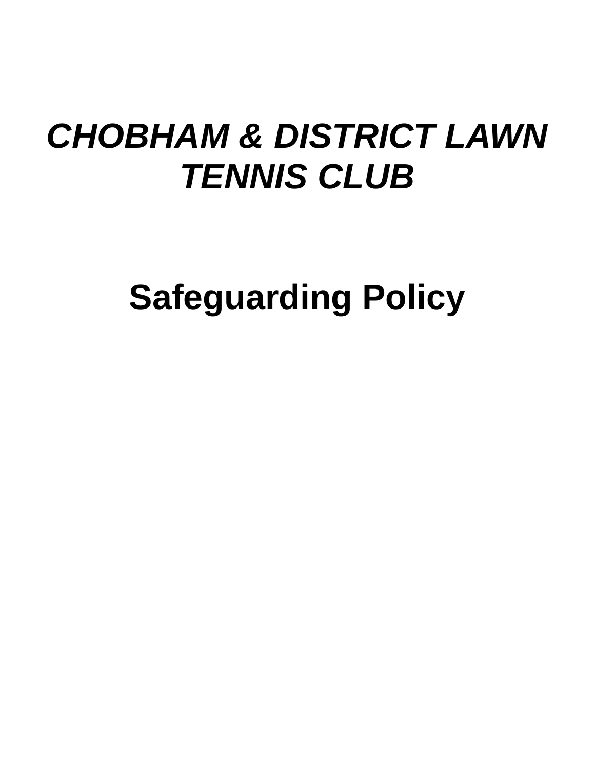# *CHOBHAM & DISTRICT LAWN TENNIS CLUB*

# Safeguarding Policy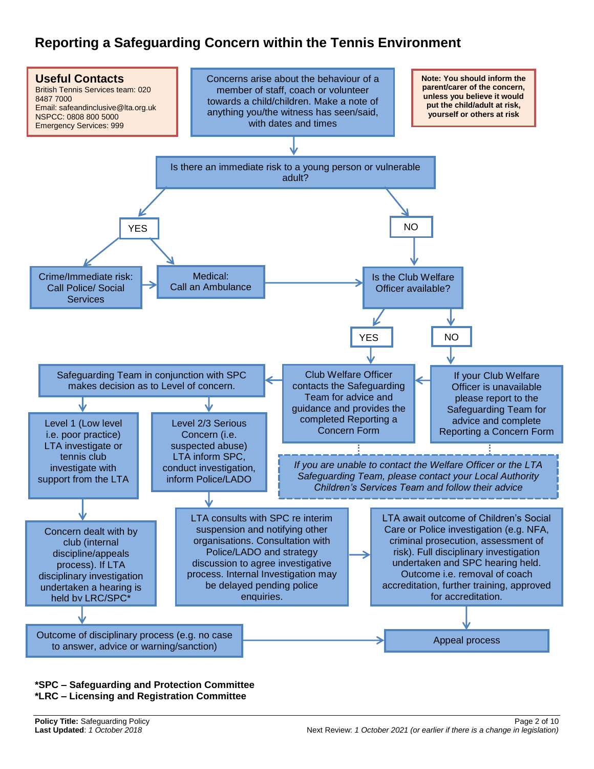# Reporting a Safeguarding Concern within the Tennis Environment

**Useful Contacts**
British Tennis Services team: 020 8487 7000
Email: safeandinclusive@lta.org.uk
NSPCC: 0808 800 5000
Emergency Services: 999

Concerns arise about the behaviour of a member of staff, coach or volunteer towards a child/children. Make a note of anything you/the witness has seen/said, with dates and times

**Note: You should inform the parent/carer of the concern, unless you believe it would put the child/adult at risk, yourself or others at risk**

Is there an immediate risk to a young person or vulnerable adult?

YES

Crime/Immediate risk: Call Police/ Social Services

Medical: Call an Ambulance

NO

Is the Club Welfare Officer available?

YES

Club Welfare Officer contacts the Safeguarding Team for advice and guidance and provides the completed Reporting a Concern Form

NO

If your Club Welfare Officer is unavailable please report to the Safeguarding Team for advice and complete Reporting a Concern Form

*If you are unable to contact the Welfare Officer or the LTA Safeguarding Team, please contact your Local Authority Children's Services Team and follow their advice*

Safeguarding Team in conjunction with SPC makes decision as to Level of concern.

Level 1 (Low level i.e. poor practice) LTA investigate or tennis club investigate with support from the LTA

Concern dealt with by club (internal discipline/appeals process). If LTA disciplinary investigation undertaken a hearing is held by LRC/SPC*

Outcome of disciplinary process (e.g. no case to answer, advice or warning/sanction)

Level 2/3 Serious Concern (i.e. suspected abuse) LTA inform SPC, conduct investigation, inform Police/LADO

LTA consults with SPC re interim suspension and notifying other organisations. Consultation with Police/LADO and strategy discussion to agree investigative process. Internal Investigation may be delayed pending police enquiries.

LTA await outcome of Children's Social Care or Police investigation (e.g. NFA, criminal prosecution, assessment of risk). Full disciplinary investigation undertaken and SPC hearing held. Outcome i.e. removal of coach accreditation, further training, approved for accreditation.

Appeal process

**\*SPC – Safeguarding and Protection Committee**
**\*LRC – Licensing and Registration Committee**

**Policy Title:** Safeguarding Policy
**Last Updated**: *1 October 2018*
Next Review: *1 October 2021 (or earlier if there is a change in legislation)*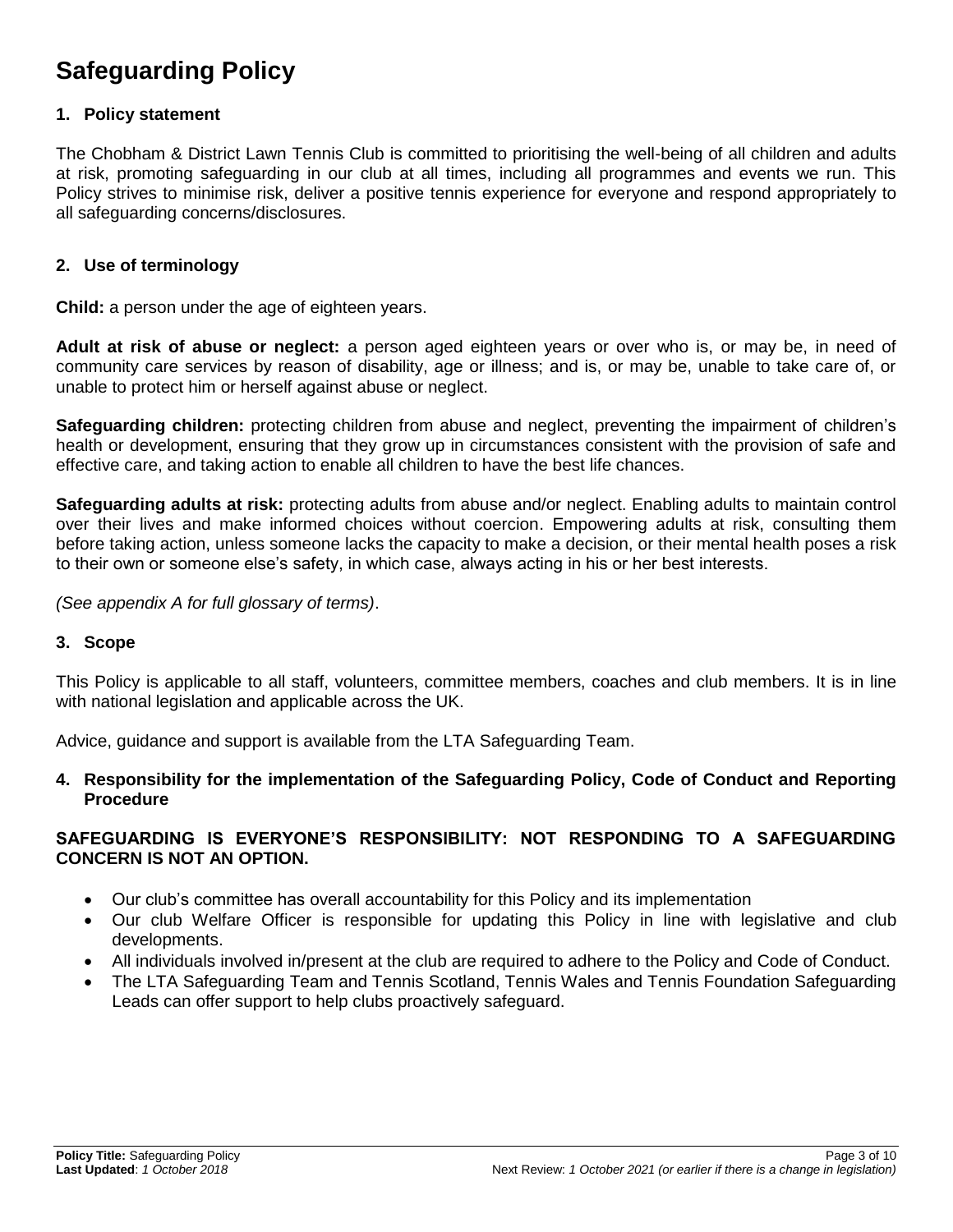# Safeguarding Policy

## 1. Policy statement

The Chobham & District Lawn Tennis Club is committed to prioritising the well-being of all children and adults at risk, promoting safeguarding in our club at all times, including all programmes and events we run. This Policy strives to minimise risk, deliver a positive tennis experience for everyone and respond appropriately to all safeguarding concerns/disclosures.

## 2. Use of terminology

**Child:** a person under the age of eighteen years.

**Adult at risk of abuse or neglect:** a person aged eighteen years or over who is, or may be, in need of community care services by reason of disability, age or illness; and is, or may be, unable to take care of, or unable to protect him or herself against abuse or neglect.

**Safeguarding children:** protecting children from abuse and neglect, preventing the impairment of children's health or development, ensuring that they grow up in circumstances consistent with the provision of safe and effective care, and taking action to enable all children to have the best life chances.

**Safeguarding adults at risk:** protecting adults from abuse and/or neglect. Enabling adults to maintain control over their lives and make informed choices without coercion. Empowering adults at risk, consulting them before taking action, unless someone lacks the capacity to make a decision, or their mental health poses a risk to their own or someone else's safety, in which case, always acting in his or her best interests.

*(See appendix A for full glossary of terms)*.

## 3. Scope

This Policy is applicable to all staff, volunteers, committee members, coaches and club members. It is in line with national legislation and applicable across the UK.

Advice, guidance and support is available from the LTA Safeguarding Team.

## 4. Responsibility for the implementation of the Safeguarding Policy, Code of Conduct and Reporting Procedure

**SAFEGUARDING IS EVERYONE'S RESPONSIBILITY: NOT RESPONDING TO A SAFEGUARDING CONCERN IS NOT AN OPTION.**

- Our club's committee has overall accountability for this Policy and its implementation
- Our club Welfare Officer is responsible for updating this Policy in line with legislative and club developments.
- All individuals involved in/present at the club are required to adhere to the Policy and Code of Conduct.
- The LTA Safeguarding Team and Tennis Scotland, Tennis Wales and Tennis Foundation Safeguarding Leads can offer support to help clubs proactively safeguard.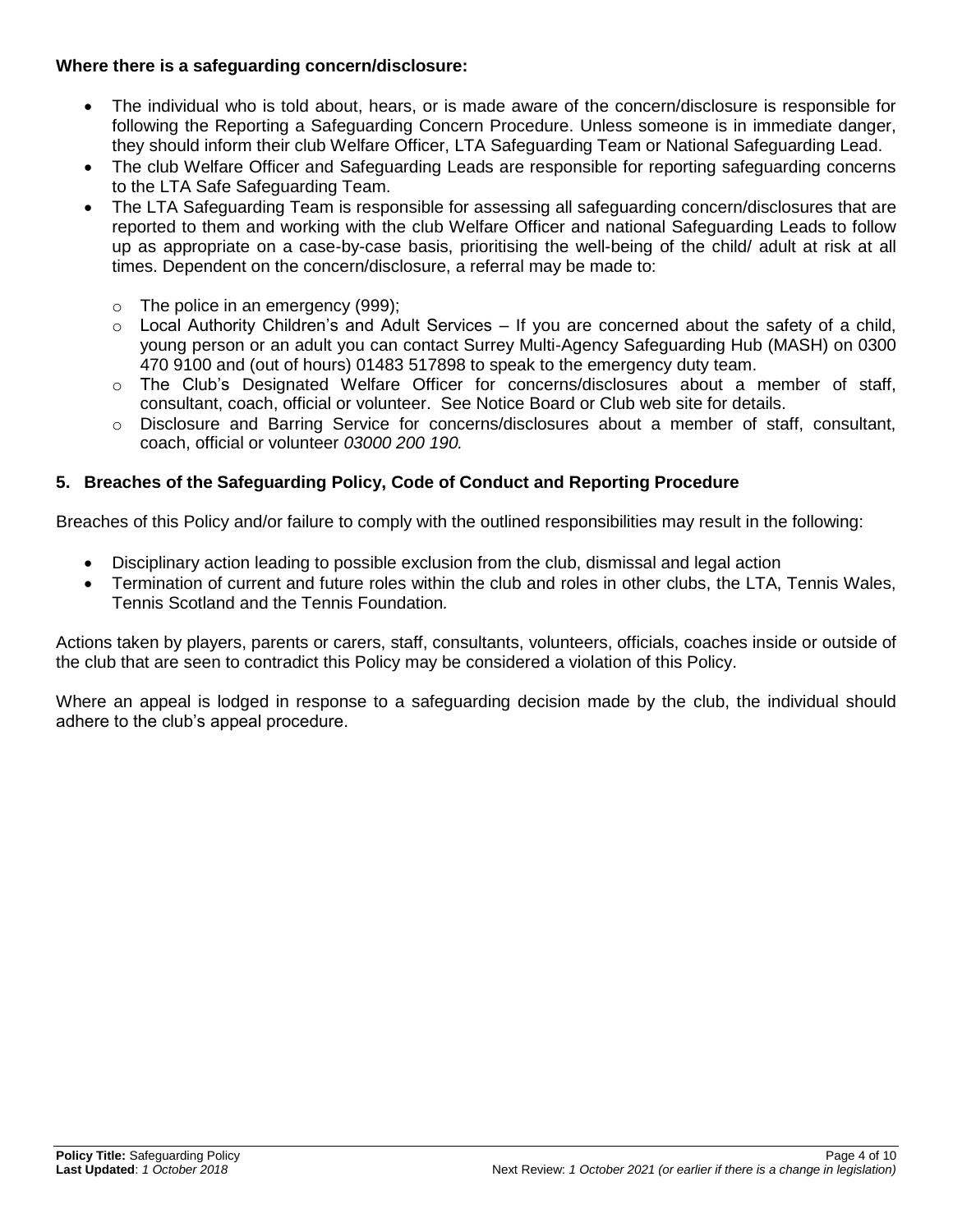**Where there is a safeguarding concern/disclosure:**

- The individual who is told about, hears, or is made aware of the concern/disclosure is responsible for following the Reporting a Safeguarding Concern Procedure. Unless someone is in immediate danger, they should inform their club Welfare Officer, LTA Safeguarding Team or National Safeguarding Lead.
- The club Welfare Officer and Safeguarding Leads are responsible for reporting safeguarding concerns to the LTA Safe Safeguarding Team.
- The LTA Safeguarding Team is responsible for assessing all safeguarding concern/disclosures that are reported to them and working with the club Welfare Officer and national Safeguarding Leads to follow up as appropriate on a case-by-case basis, prioritising the well-being of the child/ adult at risk at all times. Dependent on the concern/disclosure, a referral may be made to:
    - The police in an emergency (999);
    - Local Authority Children's and Adult Services – If you are concerned about the safety of a child, young person or an adult you can contact Surrey Multi-Agency Safeguarding Hub (MASH) on 0300 470 9100 and (out of hours) 01483 517898 to speak to the emergency duty team.
    - The Club's Designated Welfare Officer for concerns/disclosures about a member of staff, consultant, coach, official or volunteer. See Notice Board or Club web site for details.
    - Disclosure and Barring Service for concerns/disclosures about a member of staff, consultant, coach, official or volunteer *03000 200 190.*

## 5. Breaches of the Safeguarding Policy, Code of Conduct and Reporting Procedure

Breaches of this Policy and/or failure to comply with the outlined responsibilities may result in the following:

- Disciplinary action leading to possible exclusion from the club, dismissal and legal action
- Termination of current and future roles within the club and roles in other clubs, the LTA, Tennis Wales, Tennis Scotland and the Tennis Foundation.

Actions taken by players, parents or carers, staff, consultants, volunteers, officials, coaches inside or outside of the club that are seen to contradict this Policy may be considered a violation of this Policy.

Where an appeal is lodged in response to a safeguarding decision made by the club, the individual should adhere to the club's appeal procedure.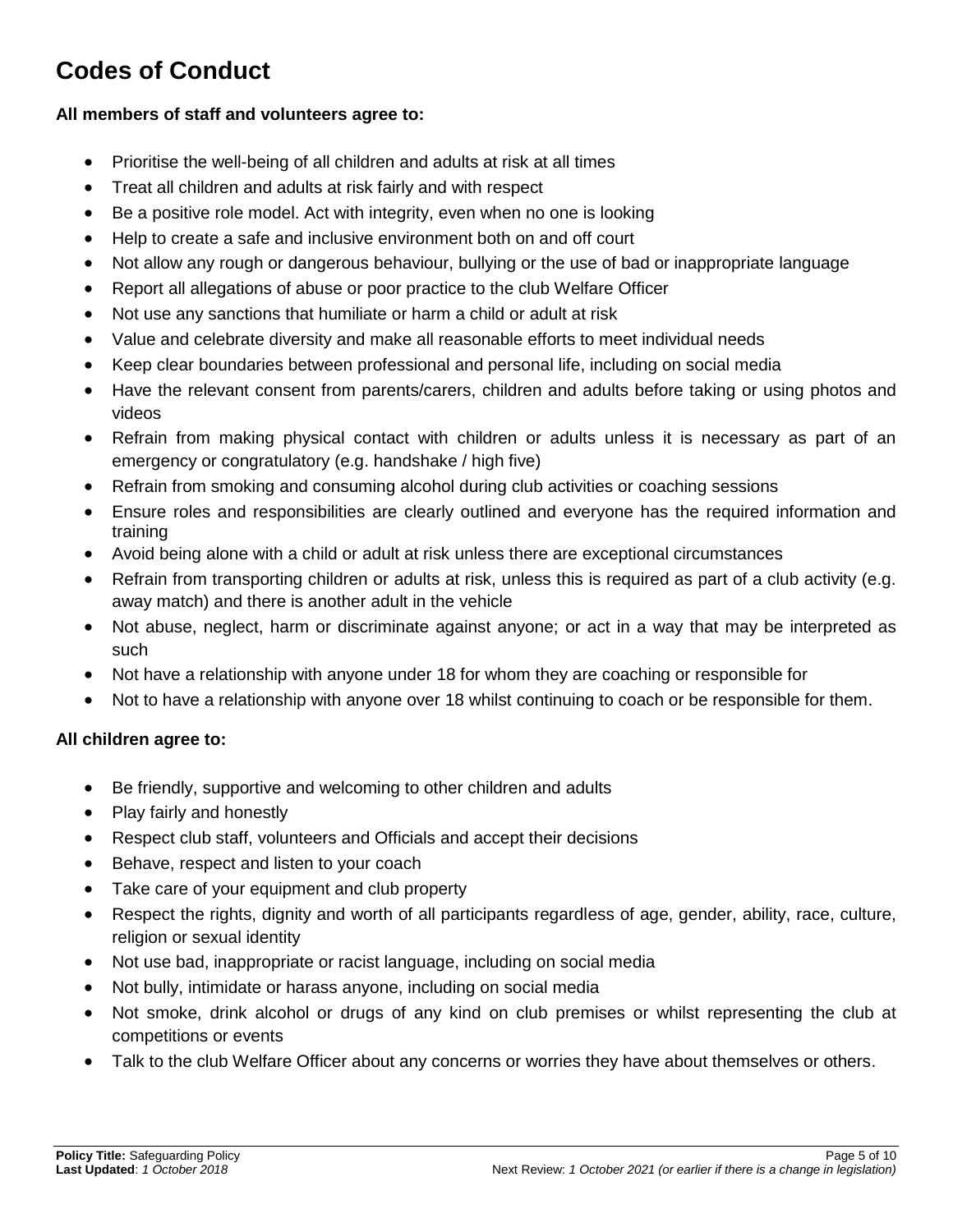# Codes of Conduct

**All members of staff and volunteers agree to:**

- Prioritise the well-being of all children and adults at risk at all times
- Treat all children and adults at risk fairly and with respect
- Be a positive role model. Act with integrity, even when no one is looking
- Help to create a safe and inclusive environment both on and off court
- Not allow any rough or dangerous behaviour, bullying or the use of bad or inappropriate language
- Report all allegations of abuse or poor practice to the club Welfare Officer
- Not use any sanctions that humiliate or harm a child or adult at risk
- Value and celebrate diversity and make all reasonable efforts to meet individual needs
- Keep clear boundaries between professional and personal life, including on social media
- Have the relevant consent from parents/carers, children and adults before taking or using photos and videos
- Refrain from making physical contact with children or adults unless it is necessary as part of an emergency or congratulatory (e.g. handshake / high five)
- Refrain from smoking and consuming alcohol during club activities or coaching sessions
- Ensure roles and responsibilities are clearly outlined and everyone has the required information and training
- Avoid being alone with a child or adult at risk unless there are exceptional circumstances
- Refrain from transporting children or adults at risk, unless this is required as part of a club activity (e.g. away match) and there is another adult in the vehicle
- Not abuse, neglect, harm or discriminate against anyone; or act in a way that may be interpreted as such
- Not have a relationship with anyone under 18 for whom they are coaching or responsible for
- Not to have a relationship with anyone over 18 whilst continuing to coach or be responsible for them.

**All children agree to:**

- Be friendly, supportive and welcoming to other children and adults
- Play fairly and honestly
- Respect club staff, volunteers and Officials and accept their decisions
- Behave, respect and listen to your coach
- Take care of your equipment and club property
- Respect the rights, dignity and worth of all participants regardless of age, gender, ability, race, culture, religion or sexual identity
- Not use bad, inappropriate or racist language, including on social media
- Not bully, intimidate or harass anyone, including on social media
- Not smoke, drink alcohol or drugs of any kind on club premises or whilst representing the club at competitions or events
- Talk to the club Welfare Officer about any concerns or worries they have about themselves or others.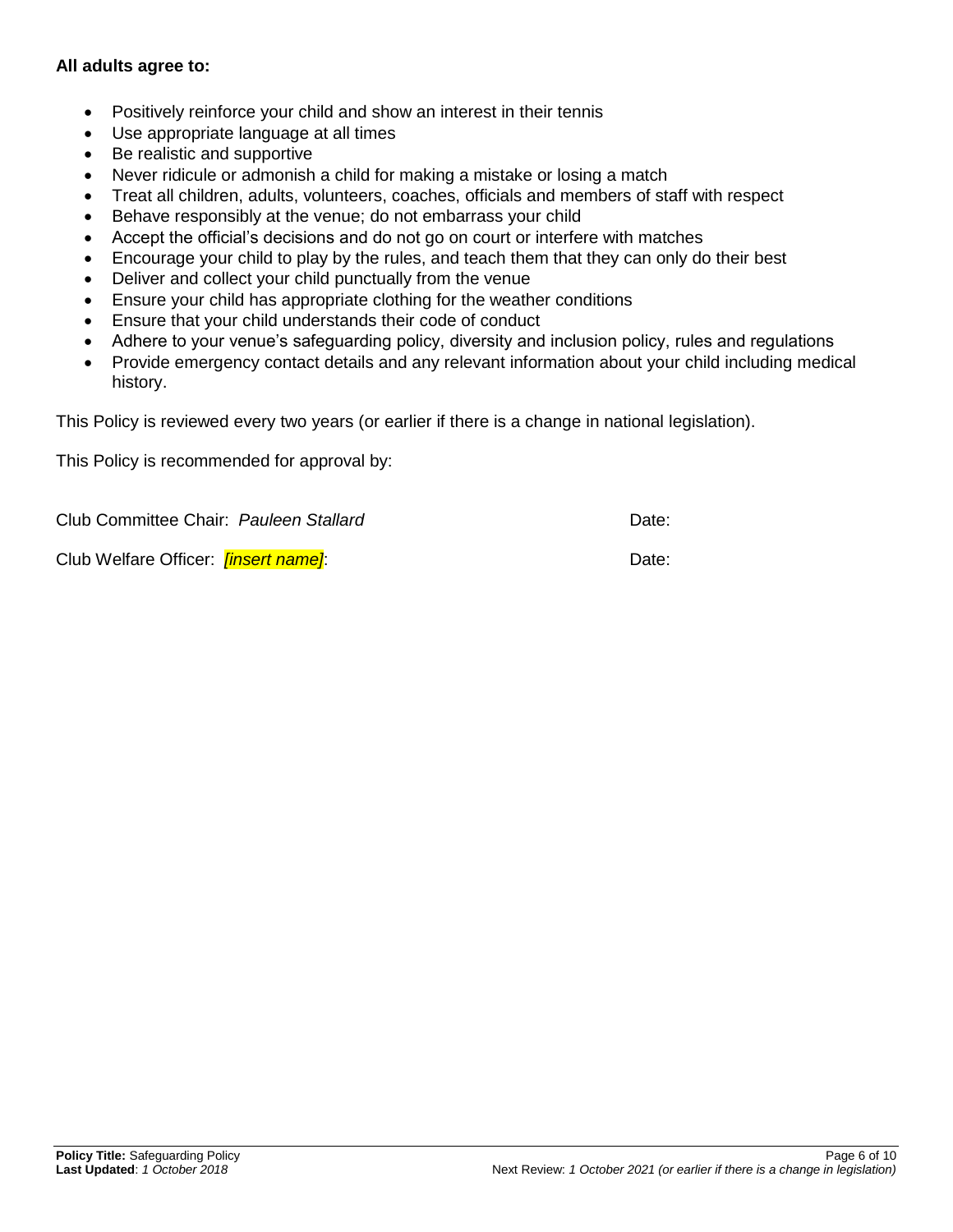**All adults agree to:**

- Positively reinforce your child and show an interest in their tennis
- Use appropriate language at all times
- Be realistic and supportive
- Never ridicule or admonish a child for making a mistake or losing a match
- Treat all children, adults, volunteers, coaches, officials and members of staff with respect
- Behave responsibly at the venue; do not embarrass your child
- Accept the official's decisions and do not go on court or interfere with matches
- Encourage your child to play by the rules, and teach them that they can only do their best
- Deliver and collect your child punctually from the venue
- Ensure your child has appropriate clothing for the weather conditions
- Ensure that your child understands their code of conduct
- Adhere to your venue's safeguarding policy, diversity and inclusion policy, rules and regulations
- Provide emergency contact details and any relevant information about your child including medical history.

This Policy is reviewed every two years (or earlier if there is a change in national legislation).

This Policy is recommended for approval by:

Club Committee Chair: *Pauleen Stallard* Date:

Club Welfare Officer: *[insert name]*: Date: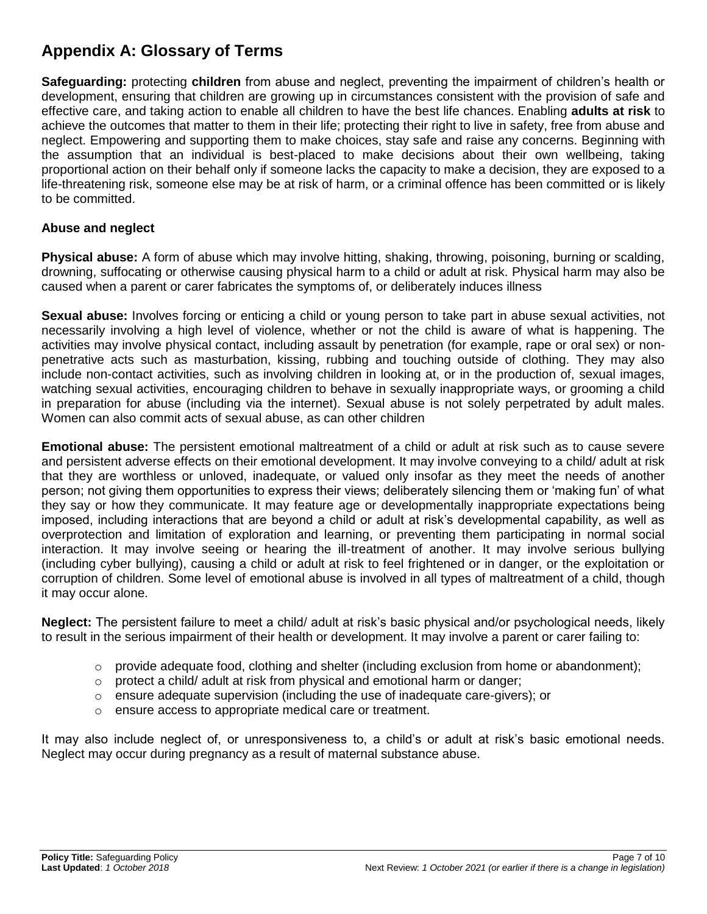## Appendix A: Glossary of Terms

**Safeguarding:** protecting **children** from abuse and neglect, preventing the impairment of children's health or development, ensuring that children are growing up in circumstances consistent with the provision of safe and effective care, and taking action to enable all children to have the best life chances. Enabling **adults at risk** to achieve the outcomes that matter to them in their life; protecting their right to live in safety, free from abuse and neglect. Empowering and supporting them to make choices, stay safe and raise any concerns. Beginning with the assumption that an individual is best-placed to make decisions about their own wellbeing, taking proportional action on their behalf only if someone lacks the capacity to make a decision, they are exposed to a life-threatening risk, someone else may be at risk of harm, or a criminal offence has been committed or is likely to be committed.

### Abuse and neglect

**Physical abuse:** A form of abuse which may involve hitting, shaking, throwing, poisoning, burning or scalding, drowning, suffocating or otherwise causing physical harm to a child or adult at risk. Physical harm may also be caused when a parent or carer fabricates the symptoms of, or deliberately induces illness

**Sexual abuse:** Involves forcing or enticing a child or young person to take part in abuse sexual activities, not necessarily involving a high level of violence, whether or not the child is aware of what is happening. The activities may involve physical contact, including assault by penetration (for example, rape or oral sex) or non-penetrative acts such as masturbation, kissing, rubbing and touching outside of clothing. They may also include non-contact activities, such as involving children in looking at, or in the production of, sexual images, watching sexual activities, encouraging children to behave in sexually inappropriate ways, or grooming a child in preparation for abuse (including via the internet). Sexual abuse is not solely perpetrated by adult males. Women can also commit acts of sexual abuse, as can other children

**Emotional abuse:** The persistent emotional maltreatment of a child or adult at risk such as to cause severe and persistent adverse effects on their emotional development. It may involve conveying to a child/ adult at risk that they are worthless or unloved, inadequate, or valued only insofar as they meet the needs of another person; not giving them opportunities to express their views; deliberately silencing them or 'making fun' of what they say or how they communicate. It may feature age or developmentally inappropriate expectations being imposed, including interactions that are beyond a child or adult at risk's developmental capability, as well as overprotection and limitation of exploration and learning, or preventing them participating in normal social interaction. It may involve seeing or hearing the ill-treatment of another. It may involve serious bullying (including cyber bullying), causing a child or adult at risk to feel frightened or in danger, or the exploitation or corruption of children. Some level of emotional abuse is involved in all types of maltreatment of a child, though it may occur alone.

**Neglect:** The persistent failure to meet a child/ adult at risk's basic physical and/or psychological needs, likely to result in the serious impairment of their health or development. It may involve a parent or carer failing to:

- provide adequate food, clothing and shelter (including exclusion from home or abandonment);
- protect a child/ adult at risk from physical and emotional harm or danger;
- ensure adequate supervision (including the use of inadequate care-givers); or
- ensure access to appropriate medical care or treatment.

It may also include neglect of, or unresponsiveness to, a child's or adult at risk's basic emotional needs. Neglect may occur during pregnancy as a result of maternal substance abuse.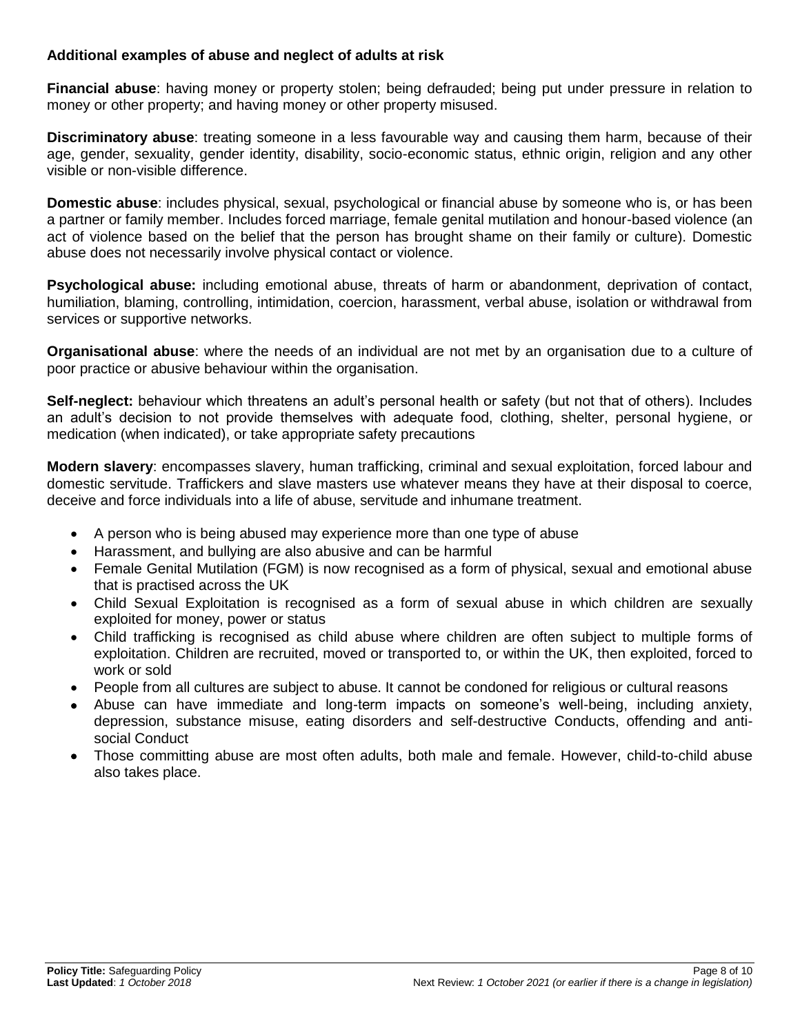**Additional examples of abuse and neglect of adults at risk**

**Financial abuse**: having money or property stolen; being defrauded; being put under pressure in relation to money or other property; and having money or other property misused.

**Discriminatory abuse**: treating someone in a less favourable way and causing them harm, because of their age, gender, sexuality, gender identity, disability, socio-economic status, ethnic origin, religion and any other visible or non-visible difference.

**Domestic abuse**: includes physical, sexual, psychological or financial abuse by someone who is, or has been a partner or family member. Includes forced marriage, female genital mutilation and honour-based violence (an act of violence based on the belief that the person has brought shame on their family or culture). Domestic abuse does not necessarily involve physical contact or violence.

**Psychological abuse:** including emotional abuse, threats of harm or abandonment, deprivation of contact, humiliation, blaming, controlling, intimidation, coercion, harassment, verbal abuse, isolation or withdrawal from services or supportive networks.

**Organisational abuse**: where the needs of an individual are not met by an organisation due to a culture of poor practice or abusive behaviour within the organisation.

**Self-neglect:** behaviour which threatens an adult's personal health or safety (but not that of others). Includes an adult's decision to not provide themselves with adequate food, clothing, shelter, personal hygiene, or medication (when indicated), or take appropriate safety precautions

**Modern slavery**: encompasses slavery, human trafficking, criminal and sexual exploitation, forced labour and domestic servitude. Traffickers and slave masters use whatever means they have at their disposal to coerce, deceive and force individuals into a life of abuse, servitude and inhumane treatment.

- A person who is being abused may experience more than one type of abuse
- Harassment, and bullying are also abusive and can be harmful
- Female Genital Mutilation (FGM) is now recognised as a form of physical, sexual and emotional abuse that is practised across the UK
- Child Sexual Exploitation is recognised as a form of sexual abuse in which children are sexually exploited for money, power or status
- Child trafficking is recognised as child abuse where children are often subject to multiple forms of exploitation. Children are recruited, moved or transported to, or within the UK, then exploited, forced to work or sold
- People from all cultures are subject to abuse. It cannot be condoned for religious or cultural reasons
- Abuse can have immediate and long-term impacts on someone's well-being, including anxiety, depression, substance misuse, eating disorders and self-destructive Conducts, offending and anti-social Conduct
- Those committing abuse are most often adults, both male and female. However, child-to-child abuse also takes place.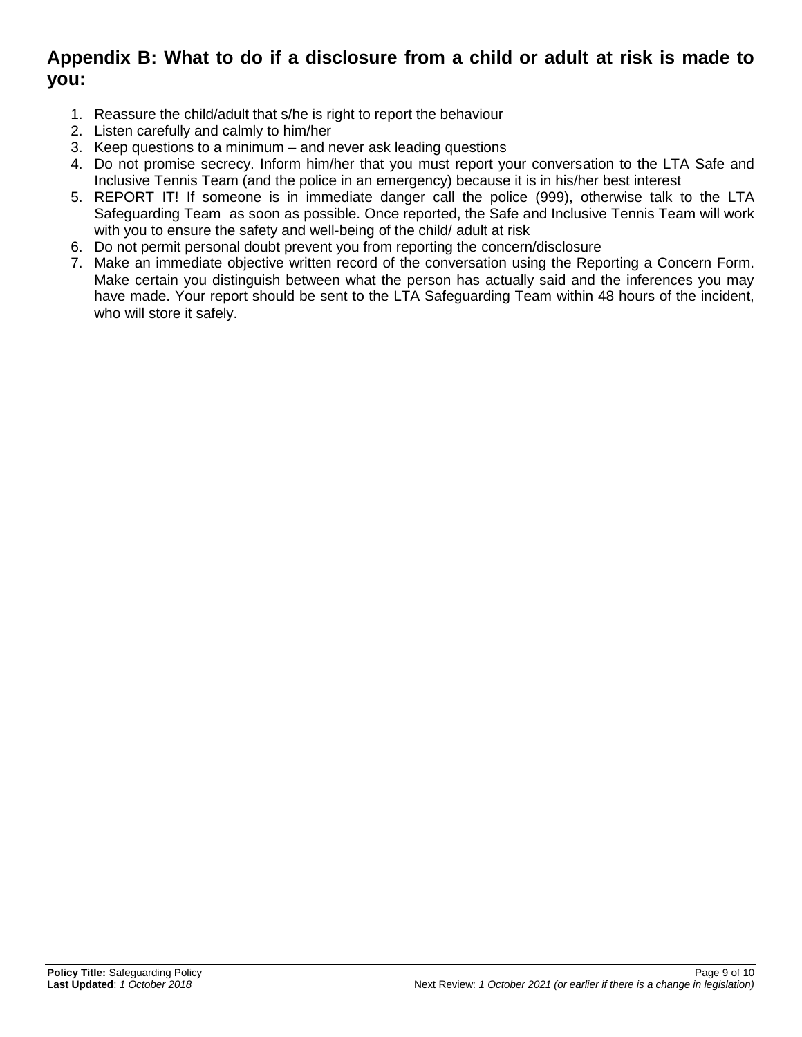## Appendix B: What to do if a disclosure from a child or adult at risk is made to you:

1. Reassure the child/adult that s/he is right to report the behaviour
2. Listen carefully and calmly to him/her
3. Keep questions to a minimum – and never ask leading questions
4. Do not promise secrecy. Inform him/her that you must report your conversation to the LTA Safe and Inclusive Tennis Team (and the police in an emergency) because it is in his/her best interest
5. REPORT IT! If someone is in immediate danger call the police (999), otherwise talk to the LTA Safeguarding Team as soon as possible. Once reported, the Safe and Inclusive Tennis Team will work with you to ensure the safety and well-being of the child/ adult at risk
6. Do not permit personal doubt prevent you from reporting the concern/disclosure
7. Make an immediate objective written record of the conversation using the Reporting a Concern Form. Make certain you distinguish between what the person has actually said and the inferences you may have made. Your report should be sent to the LTA Safeguarding Team within 48 hours of the incident, who will store it safely.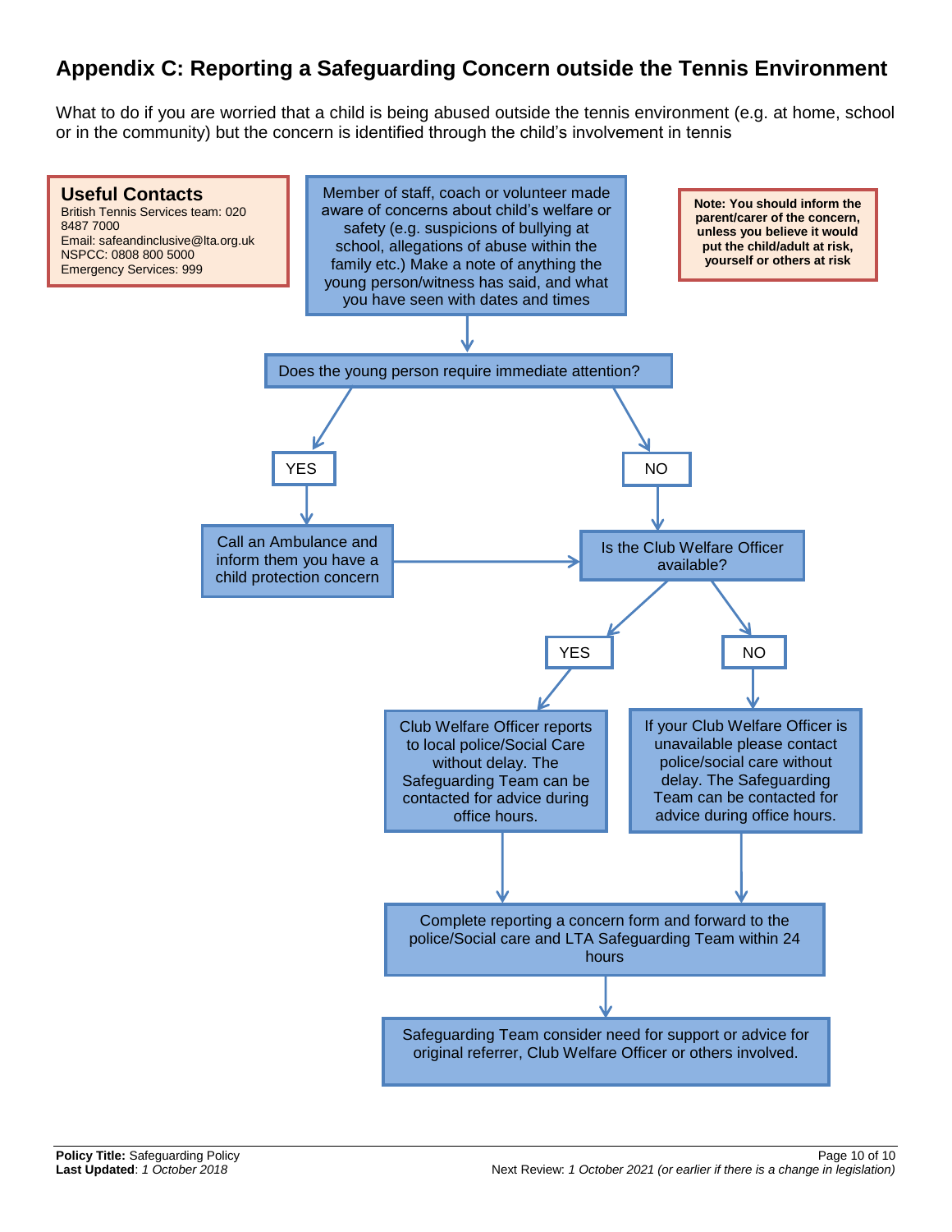# Appendix C: Reporting a Safeguarding Concern outside the Tennis Environment

What to do if you are worried that a child is being abused outside the tennis environment (e.g. at home, school or in the community) but the concern is identified through the child's involvement in tennis

**Useful Contacts**

British Tennis Services team: 020 8487 7000

Email: safeandinclusive@lta.org.uk

NSPCC: 0808 800 5000

Emergency Services: 999

**Note: You should inform the parent/carer of the concern, unless you believe it would put the child/adult at risk, yourself or others at risk**

Member of staff, coach or volunteer made aware of concerns about child's welfare or safety (e.g. suspicions of bullying at school, allegations of abuse within the family etc.) Make a note of anything the young person/witness has said, and what you have seen with dates and times

Does the young person require immediate attention?

YES

Call an Ambulance and inform them you have a child protection concern

NO

Is the Club Welfare Officer available?

YES

Club Welfare Officer reports to local police/Social Care without delay. The Safeguarding Team can be contacted for advice during office hours.

NO

If your Club Welfare Officer is unavailable please contact police/social care without delay. The Safeguarding Team can be contacted for advice during office hours.

Complete reporting a concern form and forward to the police/Social care and LTA Safeguarding Team within 24 hours

Safeguarding Team consider need for support or advice for original referrer, Club Welfare Officer or others involved.